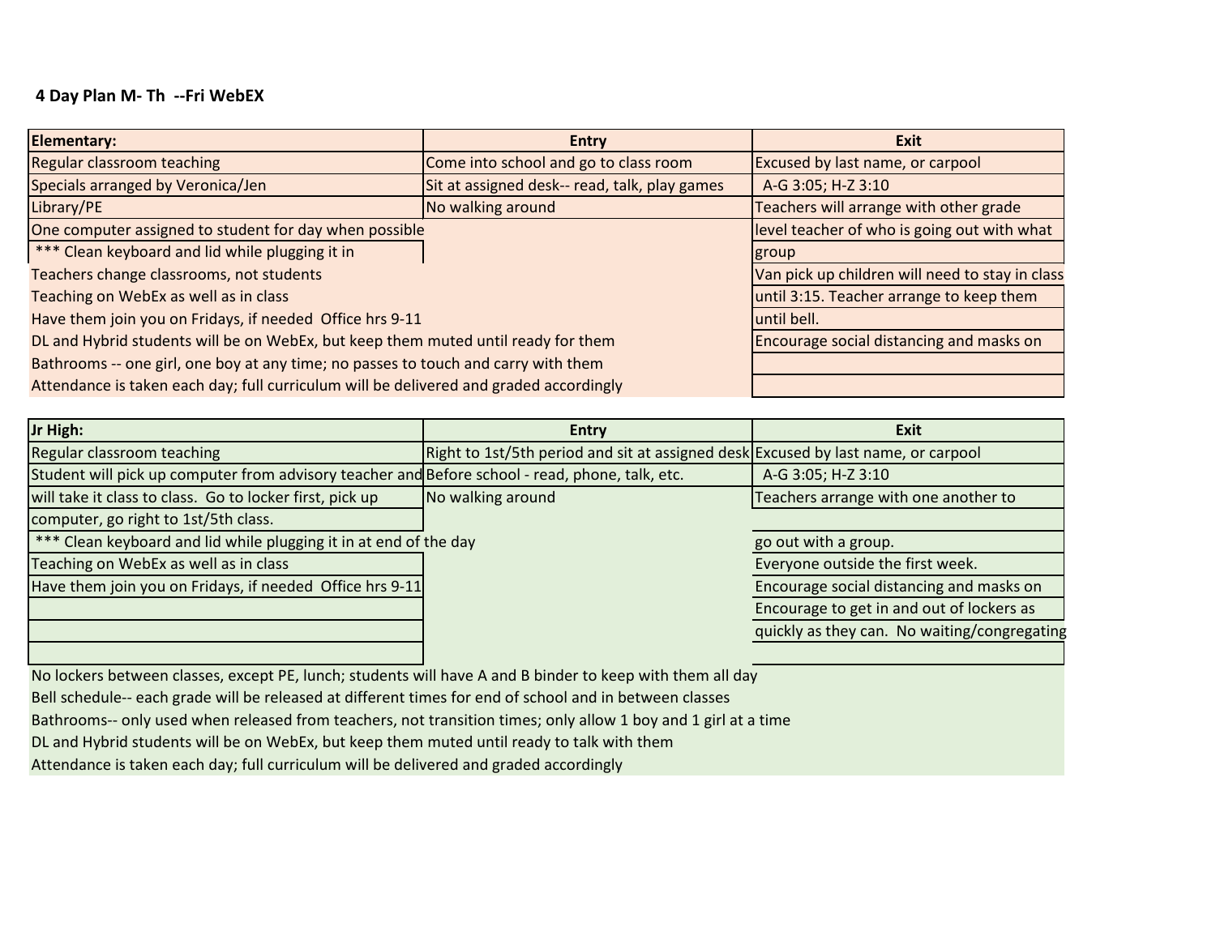**4 Day Plan M- Th --Fri WebEX**

| Elementary: | Entry | Exit |
|---|---|---|
| Regular classroom teaching | Come into school and go to class room | Excused by last name, or carpool |
| Specials arranged by Veronica/Jen | Sit at assigned desk-- read, talk, play games | A-G 3:05; H-Z 3:10 |
| Library/PE | No walking around | Teachers will arrange with other grade |
| One computer assigned to student for day when possible | | level teacher of who is going out with what |
| *** Clean keyboard and lid while plugging it in | | group |
| Teachers change classrooms, not students | | Van pick up children will need to stay in class |
| Teaching on WebEx as well as in class | | until 3:15. Teacher arrange to keep them |
| Have them join you on Fridays, if needed Office hrs 9-11 | | until bell. |
| DL and Hybrid students will be on WebEx, but keep them muted until ready for them | | Encourage social distancing and masks on |
| Bathrooms -- one girl, one boy at any time; no passes to touch and carry with them | | |
| Attendance is taken each day; full curriculum will be delivered and graded accordingly | | |

| Jr High: | Entry | Exit |
|---|---|---|
| Regular classroom teaching | Right to 1st/5th period and sit at assigned desk | Excused by last name, or carpool |
| Student will pick up computer from advisory teacher and | Before school - read, phone, talk, etc. | A-G 3:05; H-Z 3:10 |
| will take it class to class. Go to locker first, pick up | No walking around | Teachers arrange with one another to |
| computer, go right to 1st/5th class. | | |
| *** Clean keyboard and lid while plugging it in at end of the day | | go out with a group. |
| Teaching on WebEx as well as in class | | Everyone outside the first week. |
| Have them join you on Fridays, if needed Office hrs 9-11 | | Encourage social distancing and masks on |
| | | Encourage to get in and out of lockers as |
| | | quickly as they can. No waiting/congregating |
| | | |
| No lockers between classes, except PE, lunch; students will have A and B binder to keep with them all day | | |
| Bell schedule-- each grade will be released at different times for end of school and in between classes | | |
| Bathrooms-- only used when released from teachers, not transition times; only allow 1 boy and 1 girl at a time | | |
| DL and Hybrid students will be on WebEx, but keep them muted until ready to talk with them | | |
| Attendance is taken each day; full curriculum will be delivered and graded accordingly | | |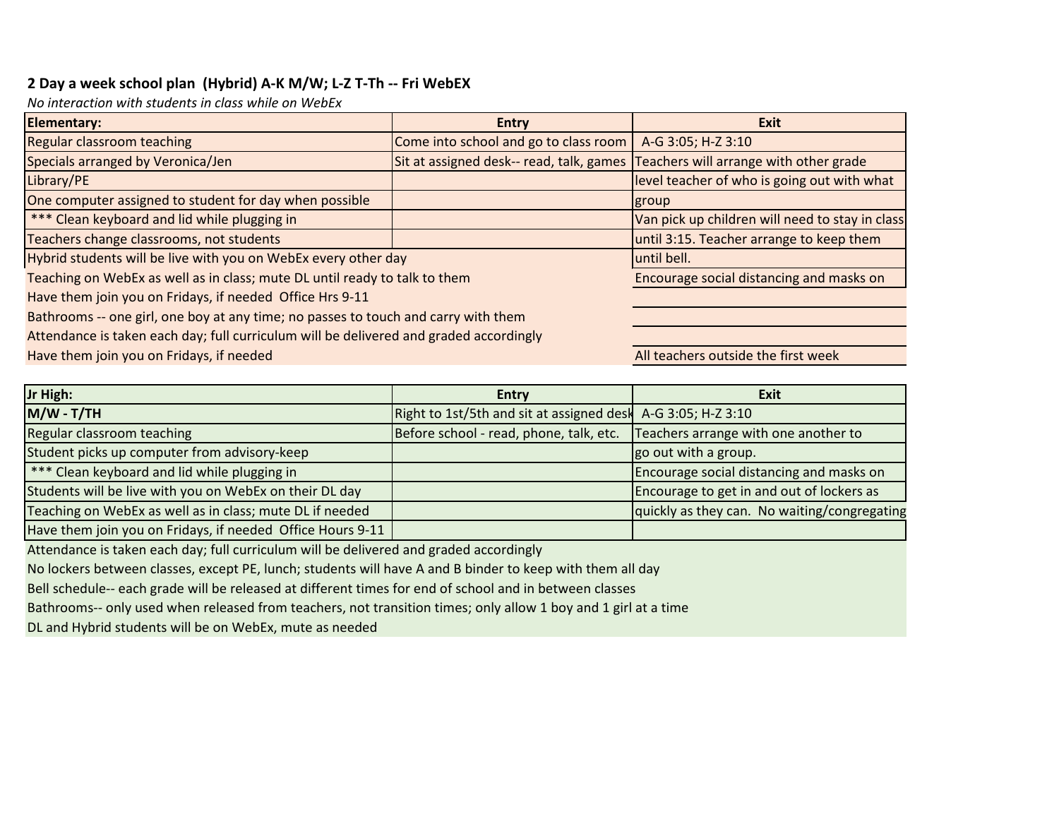**2 Day a week school plan (Hybrid) A-K M/W; L-Z T-Th -- Fri WebEX**

*No interaction with students in class while on WebEx*

| Elementary: | Entry | Exit |
| --- | --- | --- |
| Regular classroom teaching | Come into school and go to class room | A-G 3:05; H-Z 3:10 |
| Specials arranged by Veronica/Jen | Sit at assigned desk-- read, talk, games | Teachers will arrange with other grade |
| Library/PE | | level teacher of who is going out with what |
| One computer assigned to student for day when possible | | group |
| *** Clean keyboard and lid while plugging in | | Van pick up children will need to stay in class |
| Teachers change classrooms, not students | | until 3:15. Teacher arrange to keep them |
| Hybrid students will be live with you on WebEx every other day | | until bell. |
| Teaching on WebEx as well as in class; mute DL until ready to talk to them | | Encourage social distancing and masks on |
| Have them join you on Fridays, if needed Office Hrs 9-11 | | |
| Bathrooms -- one girl, one boy at any time; no passes to touch and carry with them | | |
| Attendance is taken each day; full curriculum will be delivered and graded accordingly | | |
| Have them join you on Fridays, if needed | | All teachers outside the first week |

| Jr High: | Entry | Exit |
| --- | --- | --- |
| **M/W - T/TH** | Right to 1st/5th and sit at assigned desk | A-G 3:05; H-Z 3:10 |
| Regular classroom teaching | Before school - read, phone, talk, etc. | Teachers arrange with one another to |
| Student picks up computer from advisory-keep | | go out with a group. |
| *** Clean keyboard and lid while plugging in | | Encourage social distancing and masks on |
| Students will be live with you on WebEx on their DL day | | Encourage to get in and out of lockers as |
| Teaching on WebEx as well as in class; mute DL if needed | | quickly as they can. No waiting/congregating |
| Have them join you on Fridays, if needed Office Hours 9-11 | | |
| Attendance is taken each day; full curriculum will be delivered and graded accordingly | | |
| No lockers between classes, except PE, lunch; students will have A and B binder to keep with them all day | | |
| Bell schedule-- each grade will be released at different times for end of school and in between classes | | |
| Bathrooms-- only used when released from teachers, not transition times; only allow 1 boy and 1 girl at a time | | |
| DL and Hybrid students will be on WebEx, mute as needed | | |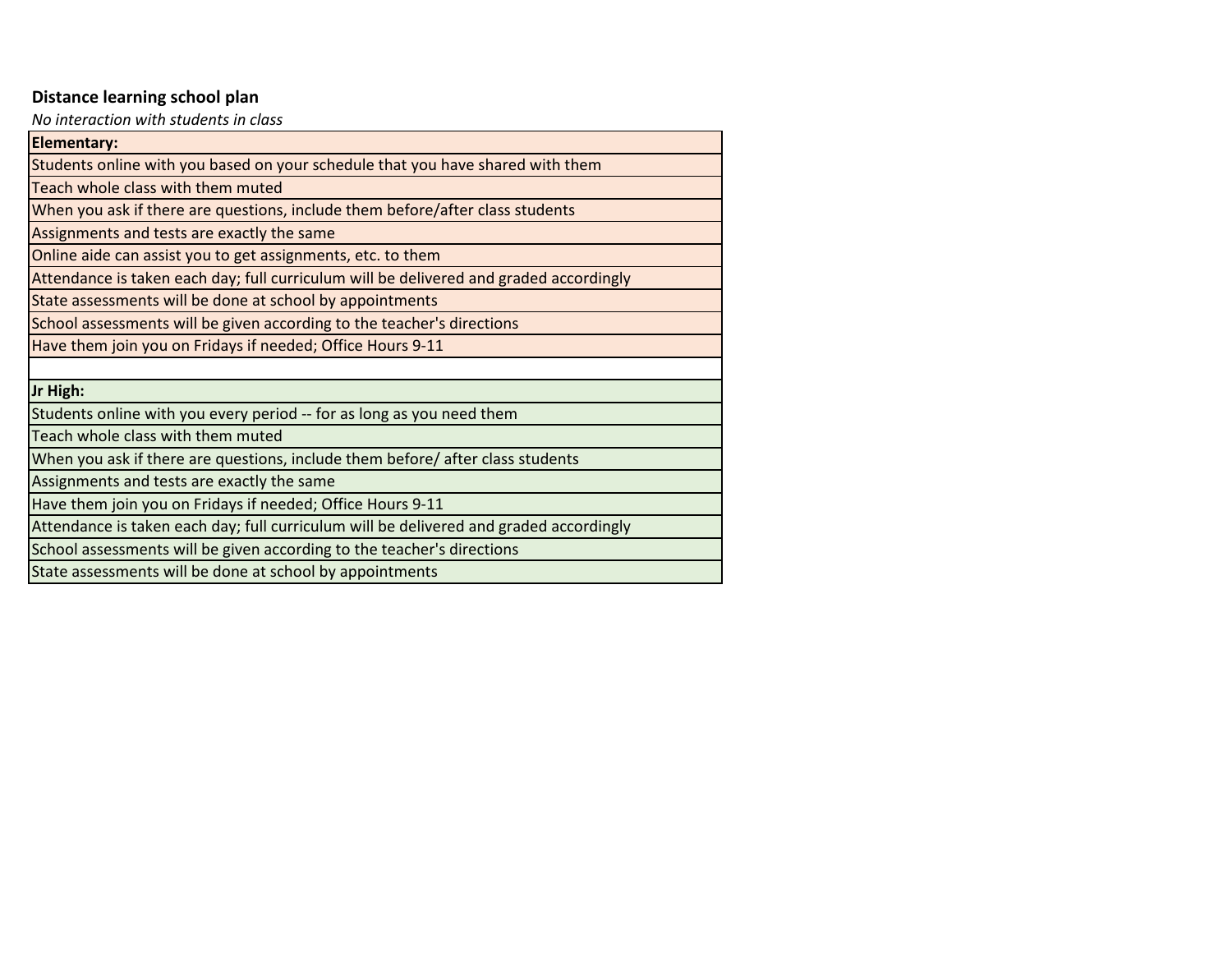**Distance learning school plan**

*No interaction with students in class*

| |
|---|
| **Elementary:** |
| Students online with you based on your schedule that you have shared with them |
| Teach whole class with them muted |
| When you ask if there are questions, include them before/after class students |
| Assignments and tests are exactly the same |
| Online aide can assist you to get assignments, etc. to them |
| Attendance is taken each day; full curriculum will be delivered and graded accordingly |
| State assessments will be done at school by appointments |
| School assessments will be given according to the teacher's directions |
| Have them join you on Fridays if needed; Office Hours 9-11 |
| |
| **Jr High:** |
| Students online with you every period -- for as long as you need them |
| Teach whole class with them muted |
| When you ask if there are questions, include them before/ after class students |
| Assignments and tests are exactly the same |
| Have them join you on Fridays if needed; Office Hours 9-11 |
| Attendance is taken each day; full curriculum will be delivered and graded accordingly |
| School assessments will be given according to the teacher's directions |
| State assessments will be done at school by appointments |